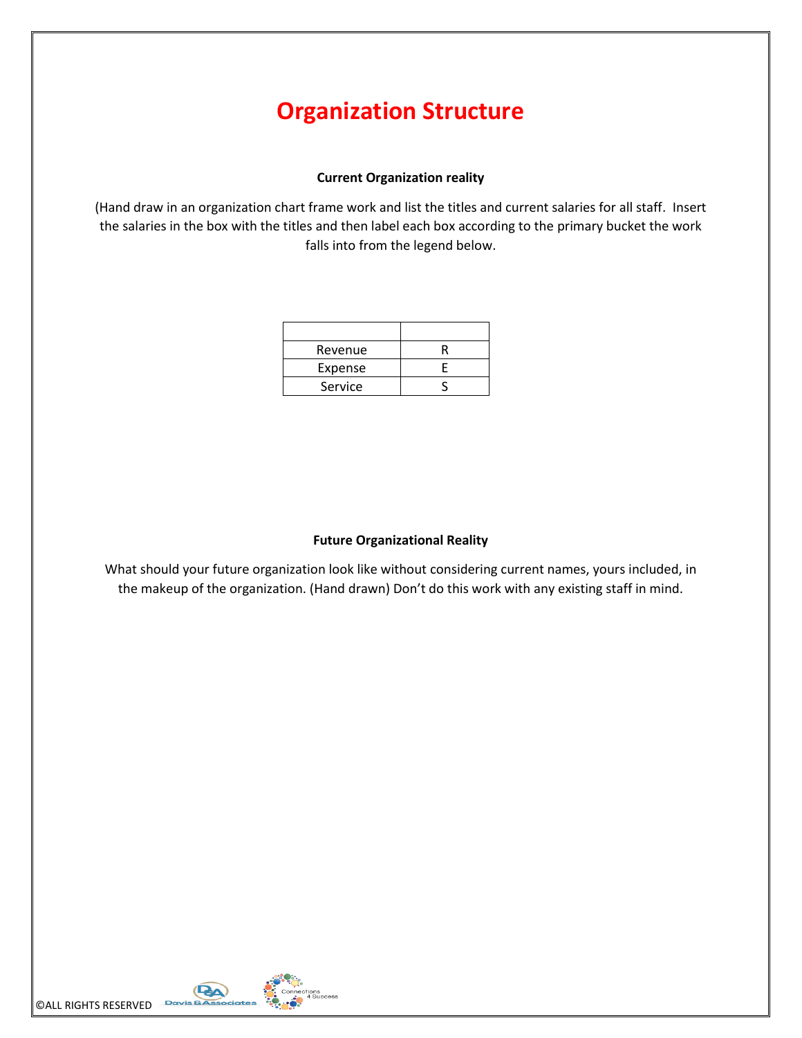# Organization Structure

**Current Organization reality**

(Hand draw in an organization chart frame work and list the titles and current salaries for all staff. Insert the salaries in the box with the titles and then label each box according to the primary bucket the work falls into from the legend below.

| | |
|---|---|
| Revenue | R |
| Expense | E |
| Service | S |

**Future Organizational Reality**

What should your future organization look like without considering current names, yours included, in the makeup of the organization. (Hand drawn) Don't do this work with any existing staff in mind.

©ALL RIGHTS RESERVED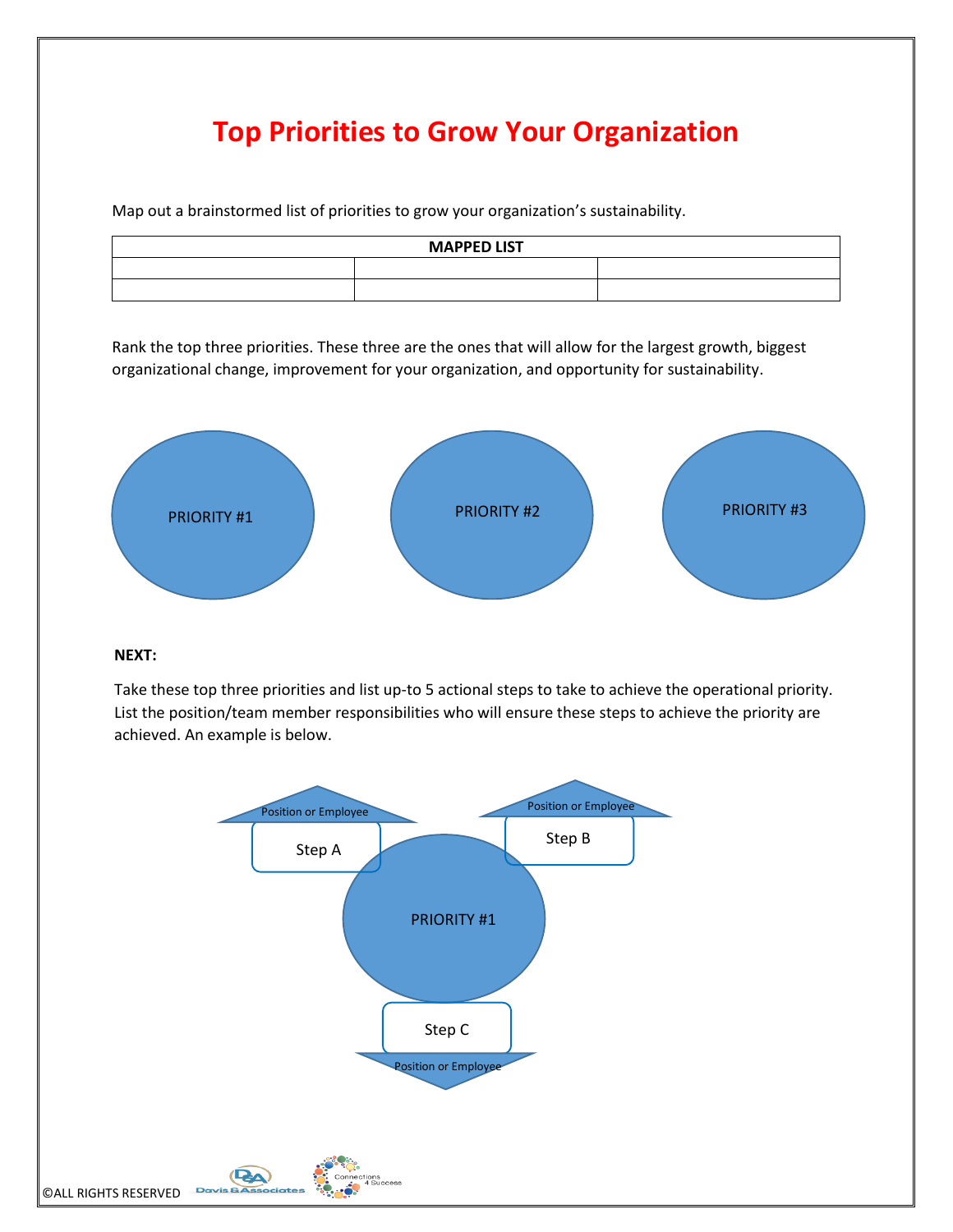# Top Priorities to Grow Your Organization

Map out a brainstormed list of priorities to grow your organization's sustainability.

| MAPPED LIST | | |
|---|---|---|
| | | |
| | | |

Rank the top three priorities. These three are the ones that will allow for the largest growth, biggest organizational change, improvement for your organization, and opportunity for sustainability.

PRIORITY #1

PRIORITY #2

PRIORITY #3

**NEXT:**

Take these top three priorities and list up-to 5 actional steps to take to achieve the operational priority. List the position/team member responsibilities who will ensure these steps to achieve the priority are achieved. An example is below.

Position or Employee

Step A

Position or Employee

Step B

PRIORITY #1

Step C

Position or Employee

©ALL RIGHTS RESERVED